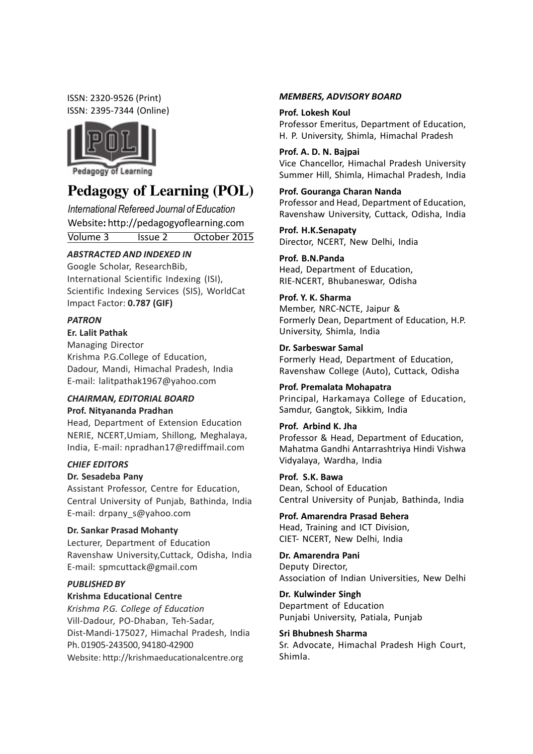ISSN: 2320-9526 (Print)
ISSN: 2395-7344 (Online)

# Pedagogy of Learning (POL)

*International Refereed Journal of Education*
Website: http://pedagogyoflearning.com
Volume 3 Issue 2 October 2015

### *ABSTRACTED AND INDEXED IN*

Google Scholar, ResearchBib,
International Scientific Indexing (ISI),
Scientific Indexing Services (SIS), WorldCat
Impact Factor: **0.787 (GIF)**

### *PATRON*

**Er. Lalit Pathak**
Managing Director
Krishma P.G.College of Education,
Dadour, Mandi, Himachal Pradesh, India
E-mail: lalitpathak1967@yahoo.com

### *CHAIRMAN, EDITORIAL BOARD*

**Prof. Nityananda Pradhan**
Head, Department of Extension Education
NERIE, NCERT,Umiam, Shillong, Meghalaya,
India, E-mail: npradhan17@rediffmail.com

### *CHIEF EDITORS*

**Dr. Sesadeba Pany**
Assistant Professor, Centre for Education,
Central University of Punjab, Bathinda, India
E-mail: drpany_s@yahoo.com

**Dr. Sankar Prasad Mohanty**
Lecturer, Department of Education
Ravenshaw University,Cuttack, Odisha, India
E-mail: spmcuttack@gmail.com

### *PUBLISHED BY*

**Krishma Educational Centre**
*Krishma P.G. College of Education*
Vill-Dadour, PO-Dhaban, Teh-Sadar,
Dist-Mandi-175027, Himachal Pradesh, India
Ph. 01905-243500, 94180-42900
Website: http://krishmaeducationalcentre.org

### *MEMBERS, ADVISORY BOARD*

**Prof. Lokesh Koul**
Professor Emeritus, Department of Education,
H. P. University, Shimla, Himachal Pradesh

**Prof. A. D. N. Bajpai**
Vice Chancellor, Himachal Pradesh University
Summer Hill, Shimla, Himachal Pradesh, India

**Prof. Gouranga Charan Nanda**
Professor and Head, Department of Education,
Ravenshaw University, Cuttack, Odisha, India

**Prof. H.K.Senapaty**
Director, NCERT, New Delhi, India

**Prof. B.N.Panda**
Head, Department of Education,
RIE-NCERT, Bhubaneswar, Odisha

**Prof. Y. K. Sharma**
Member, NRC-NCTE, Jaipur &
Formerly Dean, Department of Education, H.P.
University, Shimla, India

**Dr. Sarbeswar Samal**
Formerly Head, Department of Education,
Ravenshaw College (Auto), Cuttack, Odisha

**Prof. Premalata Mohapatra**
Principal, Harkamaya College of Education,
Samdur, Gangtok, Sikkim, India

**Prof. Arbind K. Jha**
Professor & Head, Department of Education,
Mahatma Gandhi Antarrashtriya Hindi Vishwa
Vidyalaya, Wardha, India

**Prof. S.K. Bawa**
Dean, School of Education
Central University of Punjab, Bathinda, India

**Prof. Amarendra Prasad Behera**
Head, Training and ICT Division,
CIET- NCERT, New Delhi, India

**Dr. Amarendra Pani**
Deputy Director,
Association of Indian Universities, New Delhi

**Dr. Kulwinder Singh**
Department of Education
Punjabi University, Patiala, Punjab

**Sri Bhubnesh Sharma**
Sr. Advocate, Himachal Pradesh High Court,
Shimla.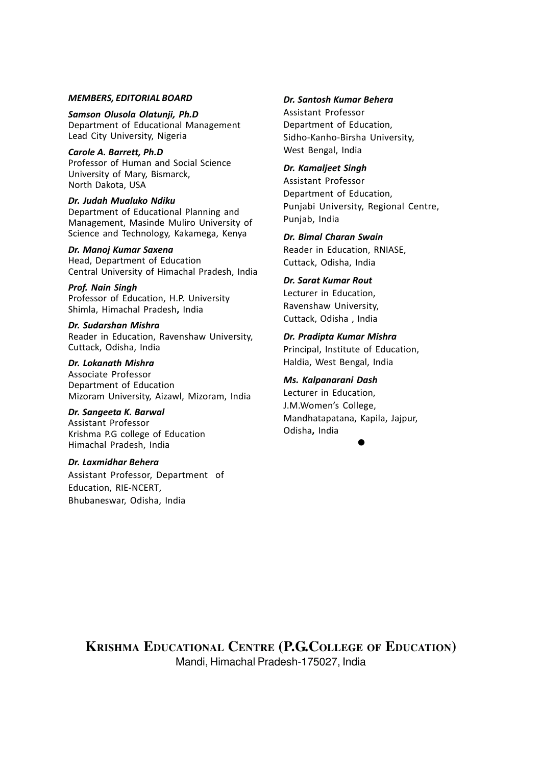***MEMBERS, EDITORIAL BOARD***

***Samson Olusola Olatunji, Ph.D***
Department of Educational Management
Lead City University, Nigeria

***Carole A. Barrett, Ph.D***
Professor of Human and Social Science
University of Mary, Bismarck,
North Dakota, USA

***Dr. Judah Mualuko Ndiku***
Department of Educational Planning and Management, Masinde Muliro University of Science and Technology, Kakamega, Kenya

***Dr. Manoj Kumar Saxena***
Head, Department of Education
Central University of Himachal Pradesh, India

***Prof. Nain Singh***
Professor of Education, H.P. University
Shimla, Himachal Pradesh, India

***Dr. Sudarshan Mishra***
Reader in Education, Ravenshaw University,
Cuttack, Odisha, India

***Dr. Lokanath Mishra***
Associate Professor
Department of Education
Mizoram University, Aizawl, Mizoram, India

***Dr. Sangeeta K. Barwal***
Assistant Professor
Krishma P.G college of Education
Himachal Pradesh, India

***Dr. Laxmidhar Behera***
Assistant Professor, Department of Education, RIE-NCERT,
Bhubaneswar, Odisha, India

***Dr. Santosh Kumar Behera***
Assistant Professor
Department of Education,
Sidho-Kanho-Birsha University,
West Bengal, India

***Dr. Kamaljeet Singh***
Assistant Professor
Department of Education,
Punjabi University, Regional Centre,
Punjab, India

***Dr. Bimal Charan Swain***
Reader in Education, RNIASE,
Cuttack, Odisha, India

***Dr. Sarat Kumar Rout***
Lecturer in Education,
Ravenshaw University,
Cuttack, Odisha , India

***Dr. Pradipta Kumar Mishra***
Principal, Institute of Education,
Haldia, West Bengal, India

***Ms. Kalpanarani Dash***
Lecturer in Education,
J.M.Women's College,
Mandhatapatana, Kapila, Jajpur,
Odisha, India

●

**KRISHMA EDUCATIONAL CENTRE (P.G.COLLEGE OF EDUCATION)**
Mandi, Himachal Pradesh-175027, India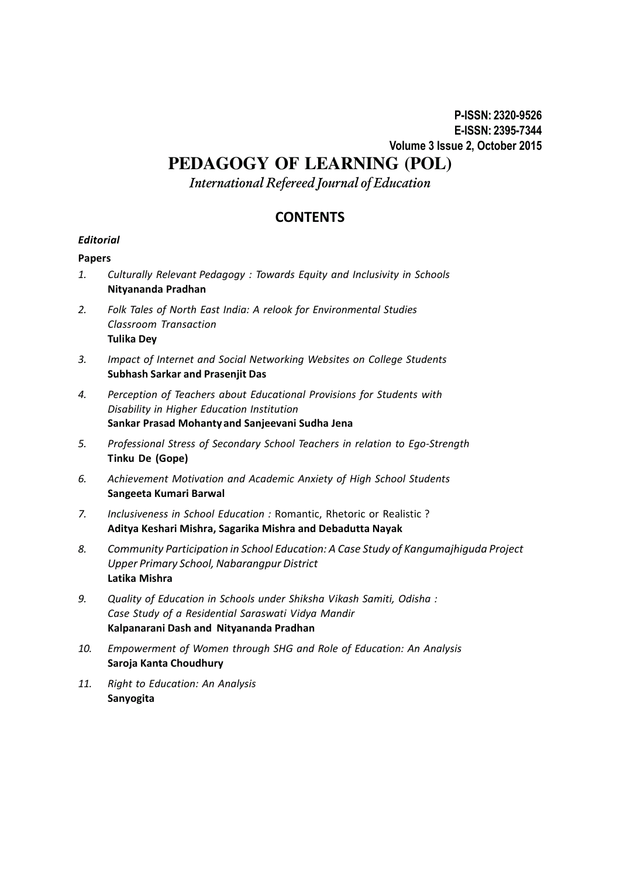P-ISSN: 2320-9526
E-ISSN: 2395-7344
Volume 3 Issue 2, October 2015

# PEDAGOGY OF LEARNING (POL)

*International Refereed Journal of Education*

## CONTENTS

***Editorial***

**Papers**

1. *Culturally Relevant Pedagogy : Towards Equity and Inclusivity in Schools*
   **Nityananda Pradhan**
2. *Folk Tales of North East India: A relook for Environmental Studies Classroom Transaction*
   **Tulika Dey**
3. *Impact of Internet and Social Networking Websites on College Students*
   **Subhash Sarkar and Prasenjit Das**
4. *Perception of Teachers about Educational Provisions for Students with Disability in Higher Education Institution*
   **Sankar Prasad Mohanty and Sanjeevani Sudha Jena**
5. *Professional Stress of Secondary School Teachers in relation to Ego-Strength*
   **Tinku De (Gope)**
6. *Achievement Motivation and Academic Anxiety of High School Students*
   **Sangeeta Kumari Barwal**
7. *Inclusiveness in School Education :* Romantic, Rhetoric or Realistic ?
   **Aditya Keshari Mishra, Sagarika Mishra and Debadutta Nayak**
8. *Community Participation in School Education: A Case Study of Kangumajhiguda Project Upper Primary School, Nabarangpur District*
   **Latika Mishra**
9. *Quality of Education in Schools under Shiksha Vikash Samiti, Odisha : Case Study of a Residential Saraswati Vidya Mandir*
   **Kalpanarani Dash and Nityananda Pradhan**
10. *Empowerment of Women through SHG and Role of Education: An Analysis*
    **Saroja Kanta Choudhury**
11. *Right to Education: An Analysis*
    **Sanyogita**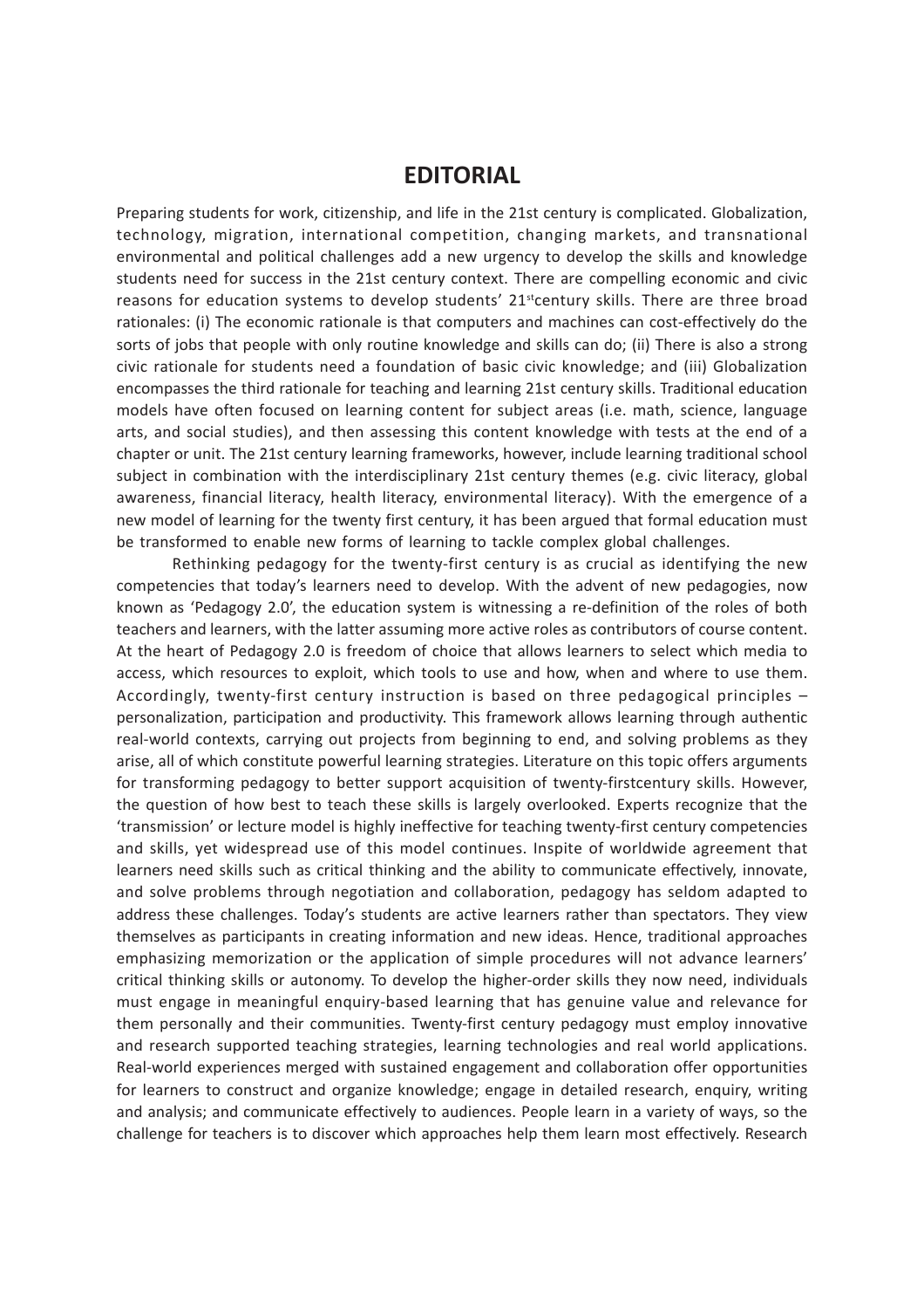# EDITORIAL

Preparing students for work, citizenship, and life in the 21st century is complicated. Globalization, technology, migration, international competition, changing markets, and transnational environmental and political challenges add a new urgency to develop the skills and knowledge students need for success in the 21st century context. There are compelling economic and civic reasons for education systems to develop students' 21$^{st}$century skills. There are three broad rationales: (i) The economic rationale is that computers and machines can cost-effectively do the sorts of jobs that people with only routine knowledge and skills can do; (ii) There is also a strong civic rationale for students need a foundation of basic civic knowledge; and (iii) Globalization encompasses the third rationale for teaching and learning 21st century skills. Traditional education models have often focused on learning content for subject areas (i.e. math, science, language arts, and social studies), and then assessing this content knowledge with tests at the end of a chapter or unit. The 21st century learning frameworks, however, include learning traditional school subject in combination with the interdisciplinary 21st century themes (e.g. civic literacy, global awareness, financial literacy, health literacy, environmental literacy). With the emergence of a new model of learning for the twenty first century, it has been argued that formal education must be transformed to enable new forms of learning to tackle complex global challenges.

Rethinking pedagogy for the twenty-first century is as crucial as identifying the new competencies that today's learners need to develop. With the advent of new pedagogies, now known as 'Pedagogy 2.0', the education system is witnessing a re-definition of the roles of both teachers and learners, with the latter assuming more active roles as contributors of course content. At the heart of Pedagogy 2.0 is freedom of choice that allows learners to select which media to access, which resources to exploit, which tools to use and how, when and where to use them. Accordingly, twenty-first century instruction is based on three pedagogical principles – personalization, participation and productivity. This framework allows learning through authentic real-world contexts, carrying out projects from beginning to end, and solving problems as they arise, all of which constitute powerful learning strategies. Literature on this topic offers arguments for transforming pedagogy to better support acquisition of twenty-firstcentury skills. However, the question of how best to teach these skills is largely overlooked. Experts recognize that the 'transmission' or lecture model is highly ineffective for teaching twenty-first century competencies and skills, yet widespread use of this model continues. Inspite of worldwide agreement that learners need skills such as critical thinking and the ability to communicate effectively, innovate, and solve problems through negotiation and collaboration, pedagogy has seldom adapted to address these challenges. Today's students are active learners rather than spectators. They view themselves as participants in creating information and new ideas. Hence, traditional approaches emphasizing memorization or the application of simple procedures will not advance learners' critical thinking skills or autonomy. To develop the higher-order skills they now need, individuals must engage in meaningful enquiry-based learning that has genuine value and relevance for them personally and their communities. Twenty-first century pedagogy must employ innovative and research supported teaching strategies, learning technologies and real world applications. Real-world experiences merged with sustained engagement and collaboration offer opportunities for learners to construct and organize knowledge; engage in detailed research, enquiry, writing and analysis; and communicate effectively to audiences. People learn in a variety of ways, so the challenge for teachers is to discover which approaches help them learn most effectively. Research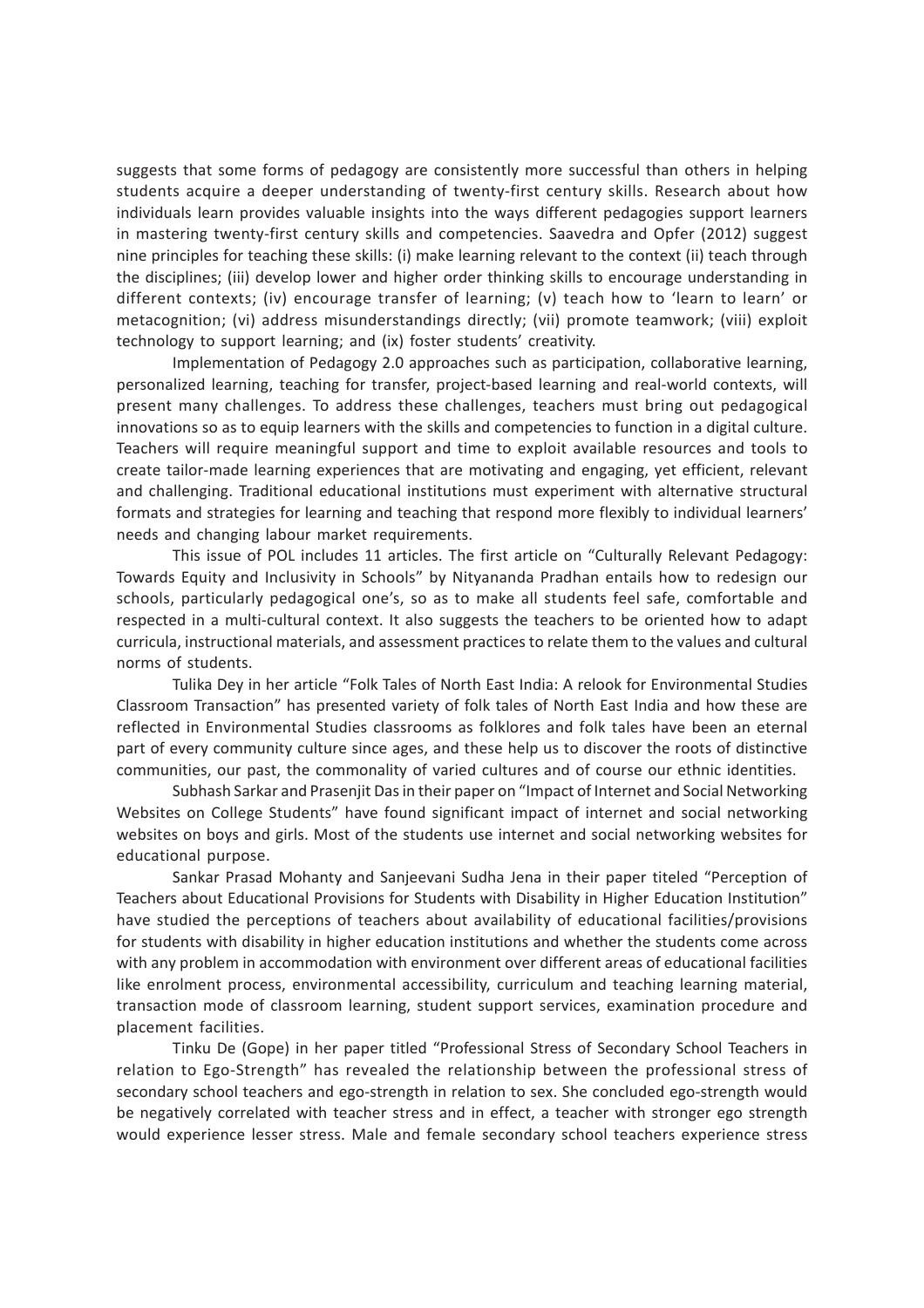suggests that some forms of pedagogy are consistently more successful than others in helping students acquire a deeper understanding of twenty-first century skills. Research about how individuals learn provides valuable insights into the ways different pedagogies support learners in mastering twenty-first century skills and competencies. Saavedra and Opfer (2012) suggest nine principles for teaching these skills: (i) make learning relevant to the context (ii) teach through the disciplines; (iii) develop lower and higher order thinking skills to encourage understanding in different contexts; (iv) encourage transfer of learning; (v) teach how to 'learn to learn' or metacognition; (vi) address misunderstandings directly; (vii) promote teamwork; (viii) exploit technology to support learning; and (ix) foster students' creativity.

Implementation of Pedagogy 2.0 approaches such as participation, collaborative learning, personalized learning, teaching for transfer, project-based learning and real-world contexts, will present many challenges. To address these challenges, teachers must bring out pedagogical innovations so as to equip learners with the skills and competencies to function in a digital culture. Teachers will require meaningful support and time to exploit available resources and tools to create tailor-made learning experiences that are motivating and engaging, yet efficient, relevant and challenging. Traditional educational institutions must experiment with alternative structural formats and strategies for learning and teaching that respond more flexibly to individual learners' needs and changing labour market requirements.

This issue of POL includes 11 articles. The first article on "Culturally Relevant Pedagogy: Towards Equity and Inclusivity in Schools" by Nityananda Pradhan entails how to redesign our schools, particularly pedagogical one's, so as to make all students feel safe, comfortable and respected in a multi-cultural context. It also suggests the teachers to be oriented how to adapt curricula, instructional materials, and assessment practices to relate them to the values and cultural norms of students.

Tulika Dey in her article "Folk Tales of North East India: A relook for Environmental Studies Classroom Transaction" has presented variety of folk tales of North East India and how these are reflected in Environmental Studies classrooms as folklores and folk tales have been an eternal part of every community culture since ages, and these help us to discover the roots of distinctive communities, our past, the commonality of varied cultures and of course our ethnic identities.

Subhash Sarkar and Prasenjit Das in their paper on "Impact of Internet and Social Networking Websites on College Students" have found significant impact of internet and social networking websites on boys and girls. Most of the students use internet and social networking websites for educational purpose.

Sankar Prasad Mohanty and Sanjeevani Sudha Jena in their paper titeled "Perception of Teachers about Educational Provisions for Students with Disability in Higher Education Institution" have studied the perceptions of teachers about availability of educational facilities/provisions for students with disability in higher education institutions and whether the students come across with any problem in accommodation with environment over different areas of educational facilities like enrolment process, environmental accessibility, curriculum and teaching learning material, transaction mode of classroom learning, student support services, examination procedure and placement facilities.

Tinku De (Gope) in her paper titled "Professional Stress of Secondary School Teachers in relation to Ego-Strength" has revealed the relationship between the professional stress of secondary school teachers and ego-strength in relation to sex. She concluded ego-strength would be negatively correlated with teacher stress and in effect, a teacher with stronger ego strength would experience lesser stress. Male and female secondary school teachers experience stress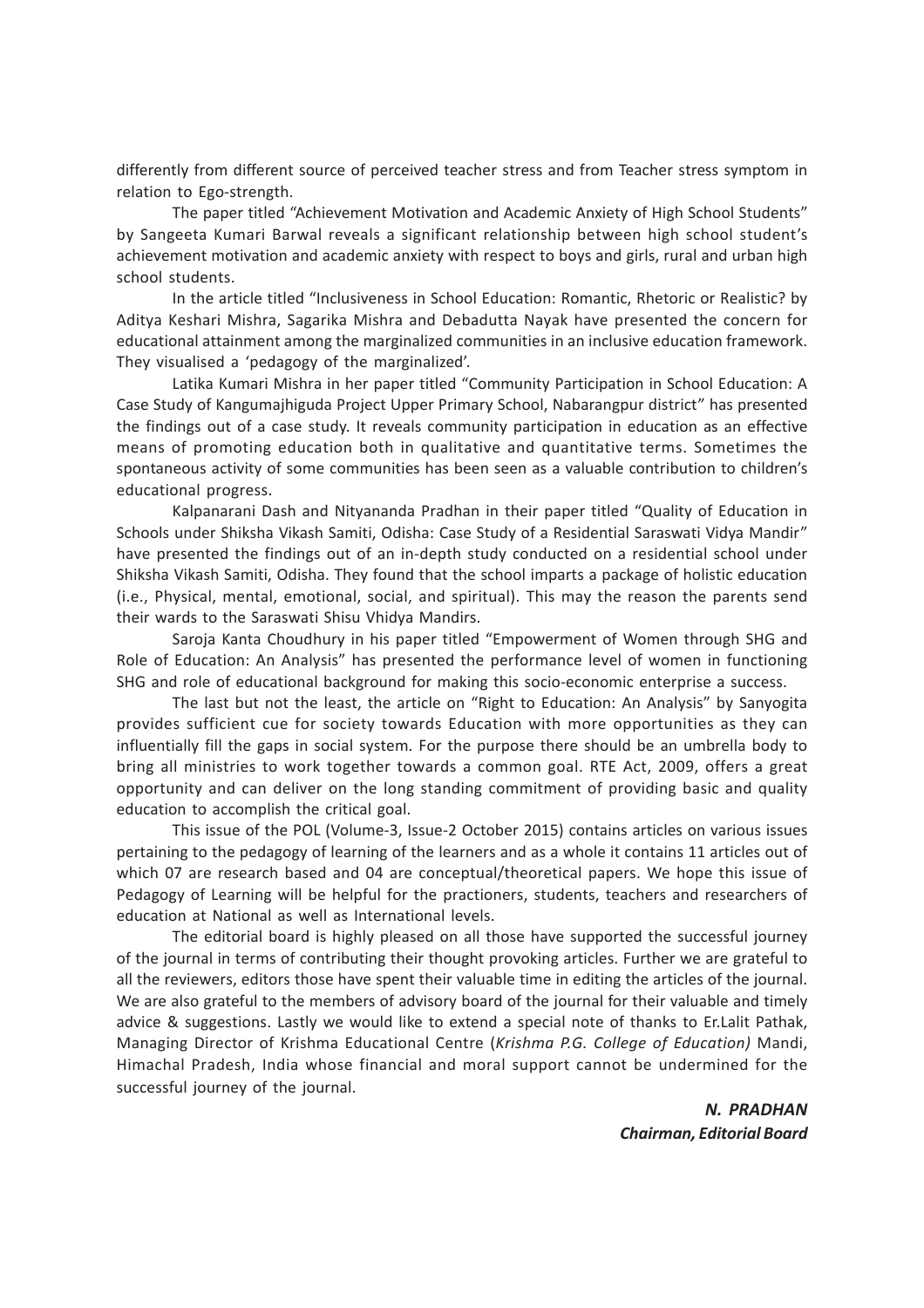differently from different source of perceived teacher stress and from Teacher stress symptom in relation to Ego-strength.

The paper titled "Achievement Motivation and Academic Anxiety of High School Students" by Sangeeta Kumari Barwal reveals a significant relationship between high school student's achievement motivation and academic anxiety with respect to boys and girls, rural and urban high school students.

In the article titled "Inclusiveness in School Education: Romantic, Rhetoric or Realistic? by Aditya Keshari Mishra, Sagarika Mishra and Debadutta Nayak have presented the concern for educational attainment among the marginalized communities in an inclusive education framework. They visualised a 'pedagogy of the marginalized'.

Latika Kumari Mishra in her paper titled "Community Participation in School Education: A Case Study of Kangumajhiguda Project Upper Primary School, Nabarangpur district" has presented the findings out of a case study. It reveals community participation in education as an effective means of promoting education both in qualitative and quantitative terms. Sometimes the spontaneous activity of some communities has been seen as a valuable contribution to children's educational progress.

Kalpanarani Dash and Nityananda Pradhan in their paper titled "Quality of Education in Schools under Shiksha Vikash Samiti, Odisha: Case Study of a Residential Saraswati Vidya Mandir" have presented the findings out of an in-depth study conducted on a residential school under Shiksha Vikash Samiti, Odisha. They found that the school imparts a package of holistic education (i.e., Physical, mental, emotional, social, and spiritual). This may the reason the parents send their wards to the Saraswati Shisu Vhidya Mandirs.

Saroja Kanta Choudhury in his paper titled "Empowerment of Women through SHG and Role of Education: An Analysis" has presented the performance level of women in functioning SHG and role of educational background for making this socio-economic enterprise a success.

The last but not the least, the article on "Right to Education: An Analysis" by Sanyogita provides sufficient cue for society towards Education with more opportunities as they can influentially fill the gaps in social system. For the purpose there should be an umbrella body to bring all ministries to work together towards a common goal. RTE Act, 2009, offers a great opportunity and can deliver on the long standing commitment of providing basic and quality education to accomplish the critical goal.

This issue of the POL (Volume-3, Issue-2 October 2015) contains articles on various issues pertaining to the pedagogy of learning of the learners and as a whole it contains 11 articles out of which 07 are research based and 04 are conceptual/theoretical papers. We hope this issue of Pedagogy of Learning will be helpful for the practioners, students, teachers and researchers of education at National as well as International levels.

The editorial board is highly pleased on all those have supported the successful journey of the journal in terms of contributing their thought provoking articles. Further we are grateful to all the reviewers, editors those have spent their valuable time in editing the articles of the journal. We are also grateful to the members of advisory board of the journal for their valuable and timely advice & suggestions. Lastly we would like to extend a special note of thanks to Er.Lalit Pathak, Managing Director of Krishma Educational Centre (*Krishma P.G. College of Education)* Mandi, Himachal Pradesh, India whose financial and moral support cannot be undermined for the successful journey of the journal.

***N. PRADHAN***
***Chairman, Editorial Board***